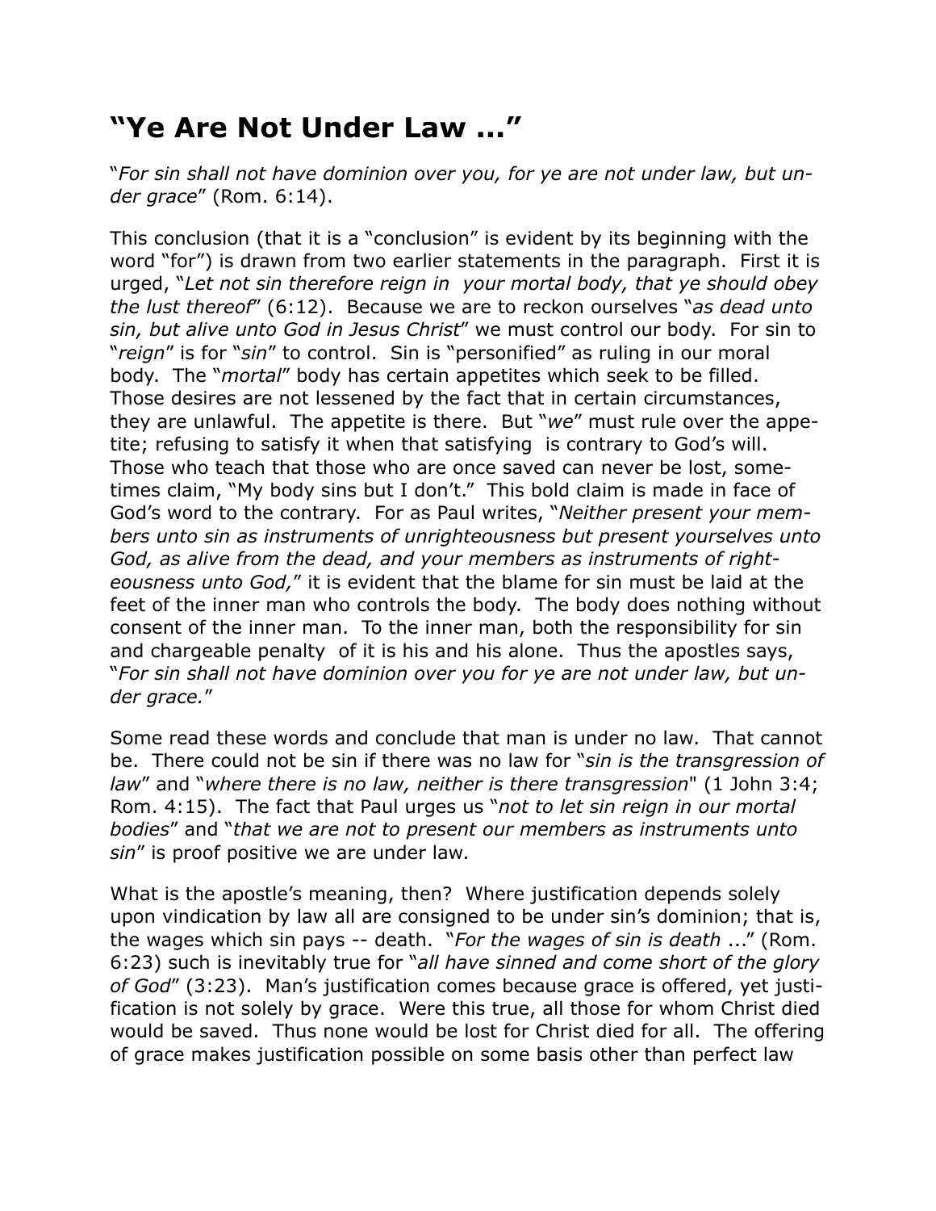# “Ye Are Not Under Law ...”

“*For sin shall not have dominion over you, for ye are not under law, but under grace*” (Rom. 6:14).

This conclusion (that it is a “conclusion” is evident by its beginning with the word “for”) is drawn from two earlier statements in the paragraph. First it is urged, “*Let not sin therefore reign in your mortal body, that ye should obey the lust thereof*” (6:12). Because we are to reckon ourselves “*as dead unto sin, but alive unto God in Jesus Christ*” we must control our body. For sin to “*reign*” is for “*sin*” to control. Sin is “personified” as ruling in our moral body. The “*mortal*” body has certain appetites which seek to be filled. Those desires are not lessened by the fact that in certain circumstances, they are unlawful. The appetite is there. But “*we*” must rule over the appetite; refusing to satisfy it when that satisfying is contrary to God’s will. Those who teach that those who are once saved can never be lost, sometimes claim, “My body sins but I don’t.” This bold claim is made in face of God’s word to the contrary. For as Paul writes, “*Neither present your members unto sin as instruments of unrighteousness but present yourselves unto God, as alive from the dead, and your members as instruments of righteousness unto God,*” it is evident that the blame for sin must be laid at the feet of the inner man who controls the body. The body does nothing without consent of the inner man. To the inner man, both the responsibility for sin and chargeable penalty of it is his and his alone. Thus the apostles says, “*For sin shall not have dominion over you for ye are not under law, but under grace.*”

Some read these words and conclude that man is under no law. That cannot be. There could not be sin if there was no law for “*sin is the transgression of law*” and “*where there is no law, neither is there transgression*" (1 John 3:4; Rom. 4:15). The fact that Paul urges us “*not to let sin reign in our mortal bodies*” and “*that we are not to present our members as instruments unto sin*” is proof positive we are under law.

What is the apostle’s meaning, then? Where justification depends solely upon vindication by law all are consigned to be under sin’s dominion; that is, the wages which sin pays -- death. “*For the wages of sin is death* ...” (Rom. 6:23) such is inevitably true for “*all have sinned and come short of the glory of God*” (3:23). Man’s justification comes because grace is offered, yet justification is not solely by grace. Were this true, all those for whom Christ died would be saved. Thus none would be lost for Christ died for all. The offering of grace makes justification possible on some basis other than perfect law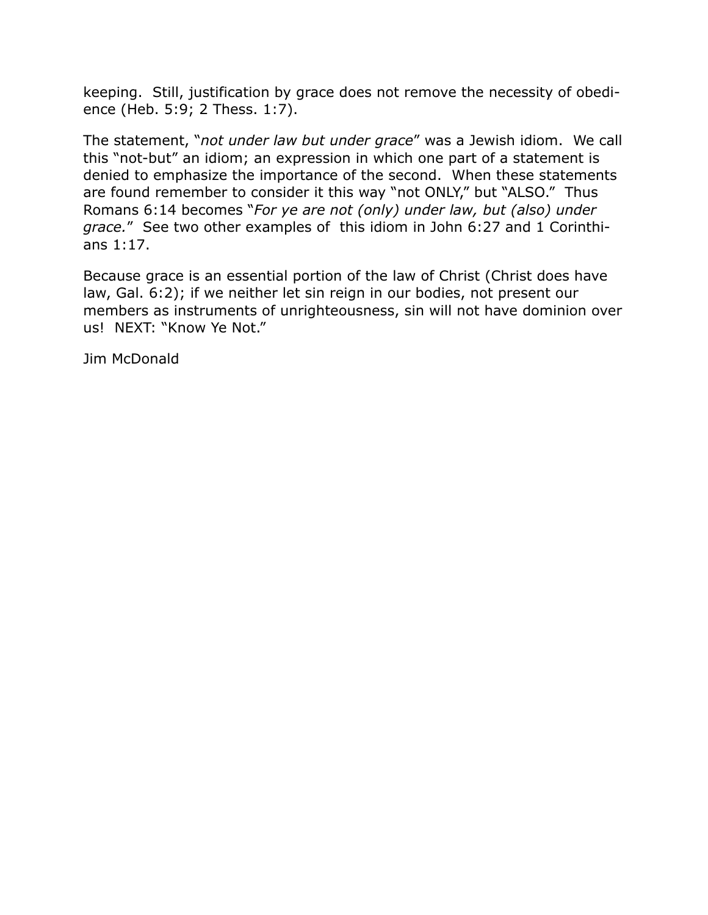keeping. Still, justification by grace does not remove the necessity of obedience (Heb. 5:9; 2 Thess. 1:7).

The statement, "*not under law but under grace*" was a Jewish idiom. We call this "not-but" an idiom; an expression in which one part of a statement is denied to emphasize the importance of the second. When these statements are found remember to consider it this way "not ONLY," but "ALSO." Thus Romans 6:14 becomes "*For ye are not (only) under law, but (also) under grace.*" See two other examples of this idiom in John 6:27 and 1 Corinthians 1:17.

Because grace is an essential portion of the law of Christ (Christ does have law, Gal. 6:2); if we neither let sin reign in our bodies, not present our members as instruments of unrighteousness, sin will not have dominion over us! NEXT: "Know Ye Not."

Jim McDonald